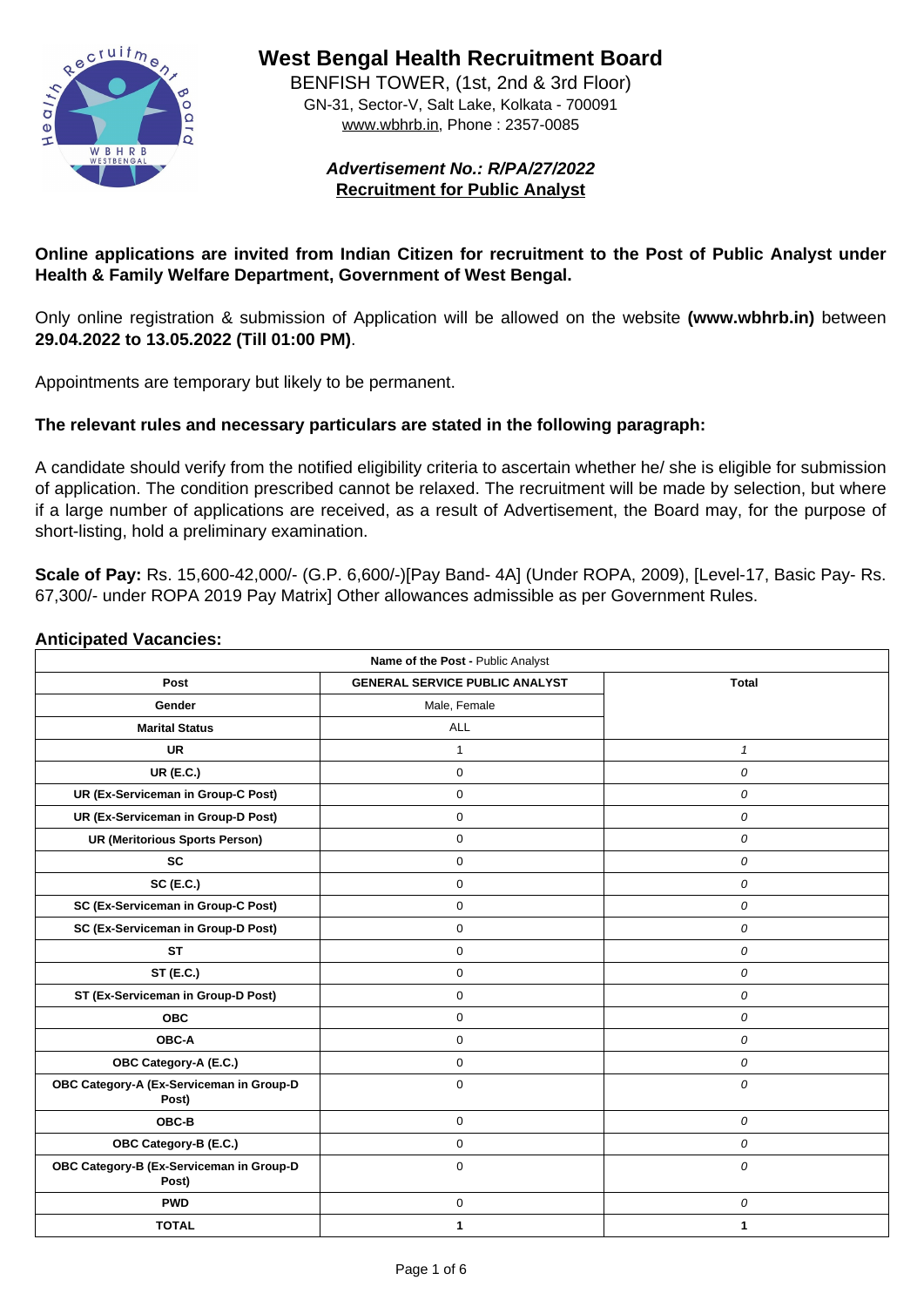# West Bengal Health Recruitment Board

BENFISH TOWER, (1st, 2nd & 3rd Floor)
GN-31, Sector-V, Salt Lake, Kolkata - 700091
www.wbhrb.in, Phone : 2357-0085

***Advertisement No.: R/PA/27/2022***
**Recruitment for Public Analyst**

**Online applications are invited from Indian Citizen for recruitment to the Post of Public Analyst under Health & Family Welfare Department, Government of West Bengal.**

Only online registration & submission of Application will be allowed on the website **(www.wbhrb.in)** between **29.04.2022 to 13.05.2022 (Till 01:00 PM)**.

Appointments are temporary but likely to be permanent.

**The relevant rules and necessary particulars are stated in the following paragraph:**

A candidate should verify from the notified eligibility criteria to ascertain whether he/ she is eligible for submission of application. The condition prescribed cannot be relaxed. The recruitment will be made by selection, but where if a large number of applications are received, as a result of Advertisement, the Board may, for the purpose of short-listing, hold a preliminary examination.

**Scale of Pay:** Rs. 15,600-42,000/- (G.P. 6,600/-)[Pay Band- 4A] (Under ROPA, 2009), [Level-17, Basic Pay- Rs. 67,300/- under ROPA 2019 Pay Matrix] Other allowances admissible as per Government Rules.

**Anticipated Vacancies:**

| **Name of the Post -** Public Analyst | | |
|---|---|---|
| **Post** | **GENERAL SERVICE PUBLIC ANALYST** | **Total** |
| **Gender** | Male, Female | |
| **Marital Status** | ALL | |
| **UR** | 1 | *1* |
| **UR (E.C.)** | 0 | *0* |
| **UR (Ex-Serviceman in Group-C Post)** | 0 | *0* |
| **UR (Ex-Serviceman in Group-D Post)** | 0 | *0* |
| **UR (Meritorious Sports Person)** | 0 | *0* |
| **SC** | 0 | *0* |
| **SC (E.C.)** | 0 | *0* |
| **SC (Ex-Serviceman in Group-C Post)** | 0 | *0* |
| **SC (Ex-Serviceman in Group-D Post)** | 0 | *0* |
| **ST** | 0 | *0* |
| **ST (E.C.)** | 0 | *0* |
| **ST (Ex-Serviceman in Group-D Post)** | 0 | *0* |
| **OBC** | 0 | *0* |
| **OBC-A** | 0 | *0* |
| **OBC Category-A (E.C.)** | 0 | *0* |
| **OBC Category-A (Ex-Serviceman in Group-D Post)** | 0 | *0* |
| **OBC-B** | 0 | *0* |
| **OBC Category-B (E.C.)** | 0 | *0* |
| **OBC Category-B (Ex-Serviceman in Group-D Post)** | 0 | *0* |
| **PWD** | 0 | *0* |
| **TOTAL** | **1** | **1** |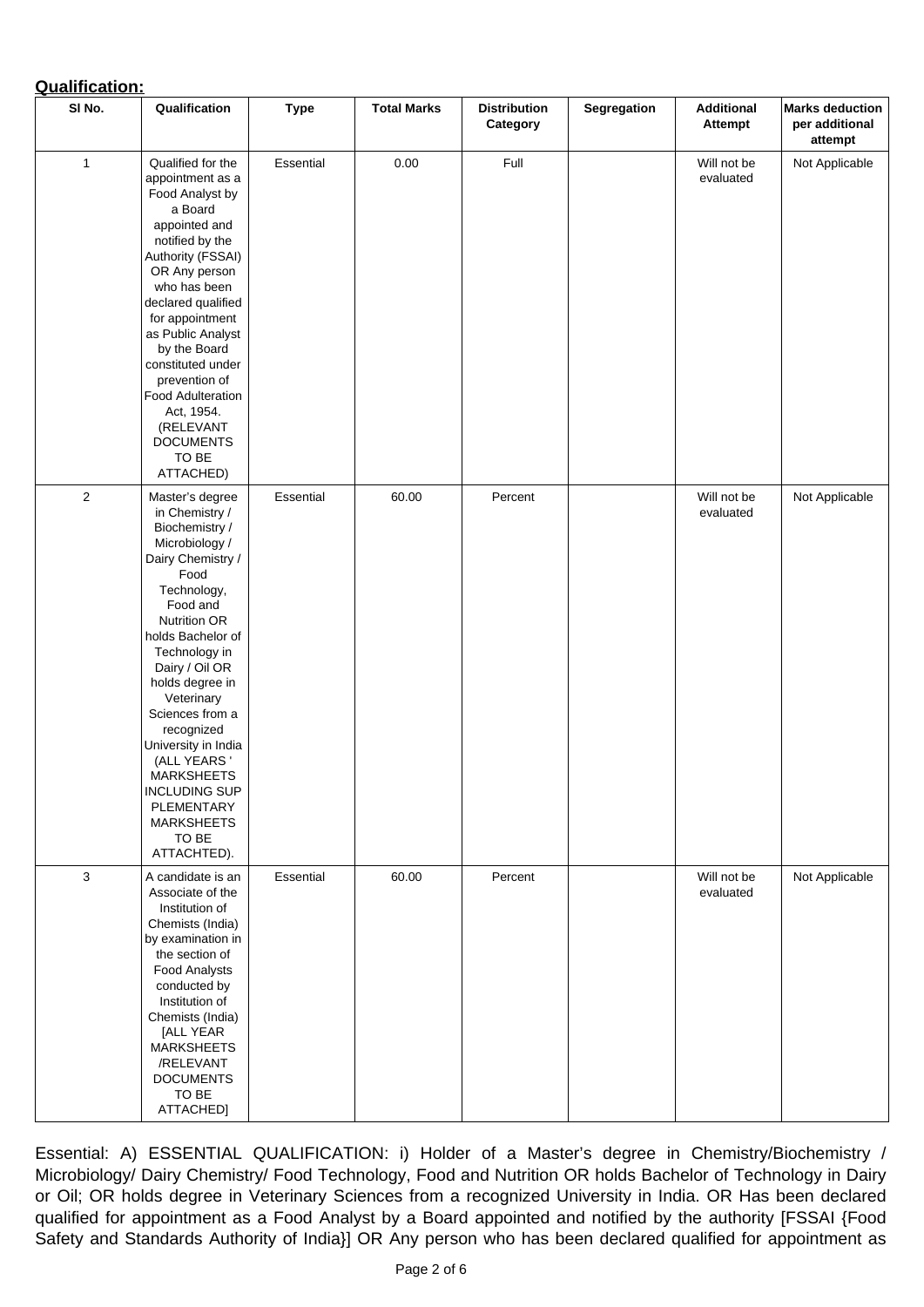**Qualification:**

| Sl No. | Qualification | Type | Total Marks | Distribution Category | Segregation | Additional Attempt | Marks deduction per additional attempt |
|---|---|---|---|---|---|---|---|
| 1 | Qualified for the appointment as a Food Analyst by a Board appointed and notified by the Authority (FSSAI) OR Any person who has been declared qualified for appointment as Public Analyst by the Board constituted under prevention of Food Adulteration Act, 1954. (RELEVANT DOCUMENTS TO BE ATTACHED) | Essential | 0.00 | Full | | Will not be evaluated | Not Applicable |
| 2 | Master's degree in Chemistry / Biochemistry / Microbiology / Dairy Chemistry / Food Technology, Food and Nutrition OR holds Bachelor of Technology in Dairy / Oil OR holds degree in Veterinary Sciences from a recognized University in India (ALL YEARS ' MARKSHEETS INCLUDING SUP PLEMENTARY MARKSHEETS TO BE ATTACHTED). | Essential | 60.00 | Percent | | Will not be evaluated | Not Applicable |
| 3 | A candidate is an Associate of the Institution of Chemists (India) by examination in the section of Food Analysts conducted by Institution of Chemists (India) [ALL YEAR MARKSHEETS /RELEVANT DOCUMENTS TO BE ATTACHED] | Essential | 60.00 | Percent | | Will not be evaluated | Not Applicable |

Essential: A) ESSENTIAL QUALIFICATION: i) Holder of a Master's degree in Chemistry/Biochemistry / Microbiology/ Dairy Chemistry/ Food Technology, Food and Nutrition OR holds Bachelor of Technology in Dairy or Oil; OR holds degree in Veterinary Sciences from a recognized University in India. OR Has been declared qualified for appointment as a Food Analyst by a Board appointed and notified by the authority [FSSAI {Food Safety and Standards Authority of India}] OR Any person who has been declared qualified for appointment as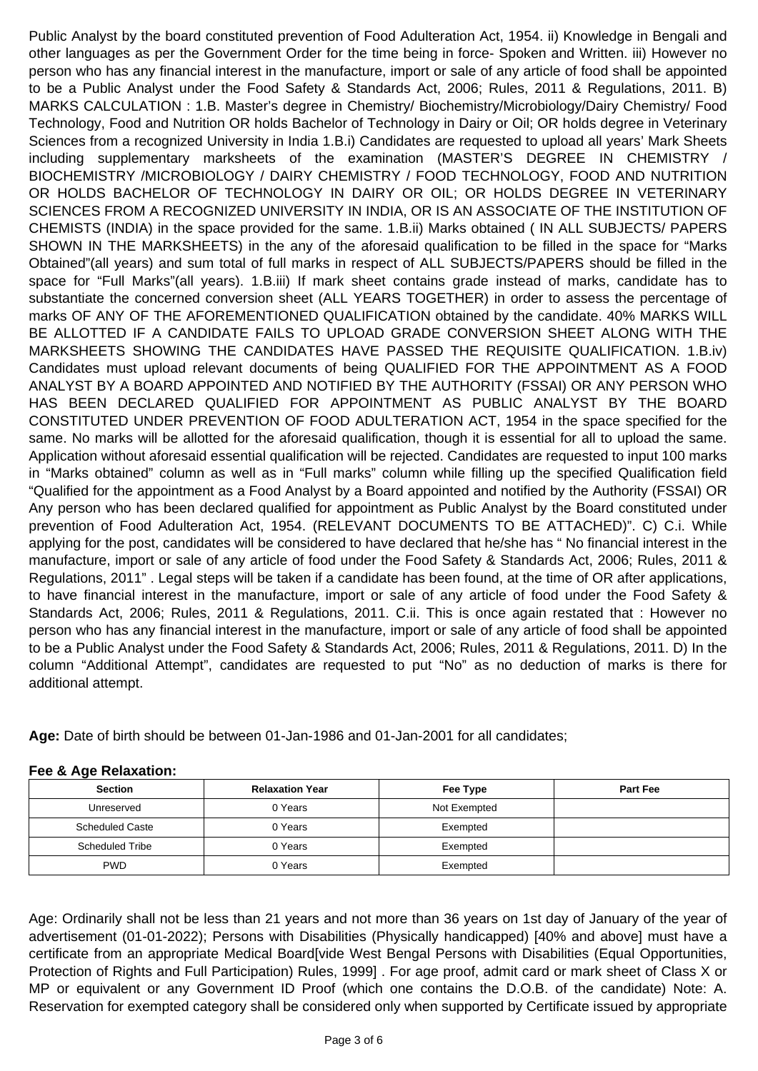Public Analyst by the board constituted prevention of Food Adulteration Act, 1954. ii) Knowledge in Bengali and other languages as per the Government Order for the time being in force- Spoken and Written. iii) However no person who has any financial interest in the manufacture, import or sale of any article of food shall be appointed to be a Public Analyst under the Food Safety & Standards Act, 2006; Rules, 2011 & Regulations, 2011. B) MARKS CALCULATION : 1.B. Master's degree in Chemistry/ Biochemistry/Microbiology/Dairy Chemistry/ Food Technology, Food and Nutrition OR holds Bachelor of Technology in Dairy or Oil; OR holds degree in Veterinary Sciences from a recognized University in India 1.B.i) Candidates are requested to upload all years' Mark Sheets including supplementary marksheets of the examination (MASTER'S DEGREE IN CHEMISTRY / BIOCHEMISTRY /MICROBIOLOGY / DAIRY CHEMISTRY / FOOD TECHNOLOGY, FOOD AND NUTRITION OR HOLDS BACHELOR OF TECHNOLOGY IN DAIRY OR OIL; OR HOLDS DEGREE IN VETERINARY SCIENCES FROM A RECOGNIZED UNIVERSITY IN INDIA, OR IS AN ASSOCIATE OF THE INSTITUTION OF CHEMISTS (INDIA) in the space provided for the same. 1.B.ii) Marks obtained ( IN ALL SUBJECTS/ PAPERS SHOWN IN THE MARKSHEETS) in the any of the aforesaid qualification to be filled in the space for "Marks Obtained"(all years) and sum total of full marks in respect of ALL SUBJECTS/PAPERS should be filled in the space for "Full Marks"(all years). 1.B.iii) If mark sheet contains grade instead of marks, candidate has to substantiate the concerned conversion sheet (ALL YEARS TOGETHER) in order to assess the percentage of marks OF ANY OF THE AFOREMENTIONED QUALIFICATION obtained by the candidate. 40% MARKS WILL BE ALLOTTED IF A CANDIDATE FAILS TO UPLOAD GRADE CONVERSION SHEET ALONG WITH THE MARKSHEETS SHOWING THE CANDIDATES HAVE PASSED THE REQUISITE QUALIFICATION. 1.B.iv) Candidates must upload relevant documents of being QUALIFIED FOR THE APPOINTMENT AS A FOOD ANALYST BY A BOARD APPOINTED AND NOTIFIED BY THE AUTHORITY (FSSAI) OR ANY PERSON WHO HAS BEEN DECLARED QUALIFIED FOR APPOINTMENT AS PUBLIC ANALYST BY THE BOARD CONSTITUTED UNDER PREVENTION OF FOOD ADULTERATION ACT, 1954 in the space specified for the same. No marks will be allotted for the aforesaid qualification, though it is essential for all to upload the same. Application without aforesaid essential qualification will be rejected. Candidates are requested to input 100 marks in "Marks obtained" column as well as in "Full marks" column while filling up the specified Qualification field "Qualified for the appointment as a Food Analyst by a Board appointed and notified by the Authority (FSSAI) OR Any person who has been declared qualified for appointment as Public Analyst by the Board constituted under prevention of Food Adulteration Act, 1954. (RELEVANT DOCUMENTS TO BE ATTACHED)". C) C.i. While applying for the post, candidates will be considered to have declared that he/she has " No financial interest in the manufacture, import or sale of any article of food under the Food Safety & Standards Act, 2006; Rules, 2011 & Regulations, 2011" . Legal steps will be taken if a candidate has been found, at the time of OR after applications, to have financial interest in the manufacture, import or sale of any article of food under the Food Safety & Standards Act, 2006; Rules, 2011 & Regulations, 2011. C.ii. This is once again restated that : However no person who has any financial interest in the manufacture, import or sale of any article of food shall be appointed to be a Public Analyst under the Food Safety & Standards Act, 2006; Rules, 2011 & Regulations, 2011. D) In the column "Additional Attempt", candidates are requested to put "No" as no deduction of marks is there for additional attempt.

**Age:** Date of birth should be between 01-Jan-1986 and 01-Jan-2001 for all candidates;

**Fee & Age Relaxation:**

| Section | Relaxation Year | Fee Type | Part Fee |
|---|---|---|---|
| Unreserved | 0 Years | Not Exempted | |
| Scheduled Caste | 0 Years | Exempted | |
| Scheduled Tribe | 0 Years | Exempted | |
| PWD | 0 Years | Exempted | |

Age: Ordinarily shall not be less than 21 years and not more than 36 years on 1st day of January of the year of advertisement (01-01-2022); Persons with Disabilities (Physically handicapped) [40% and above] must have a certificate from an appropriate Medical Board[vide West Bengal Persons with Disabilities (Equal Opportunities, Protection of Rights and Full Participation) Rules, 1999] . For age proof, admit card or mark sheet of Class X or MP or equivalent or any Government ID Proof (which one contains the D.O.B. of the candidate) Note: A. Reservation for exempted category shall be considered only when supported by Certificate issued by appropriate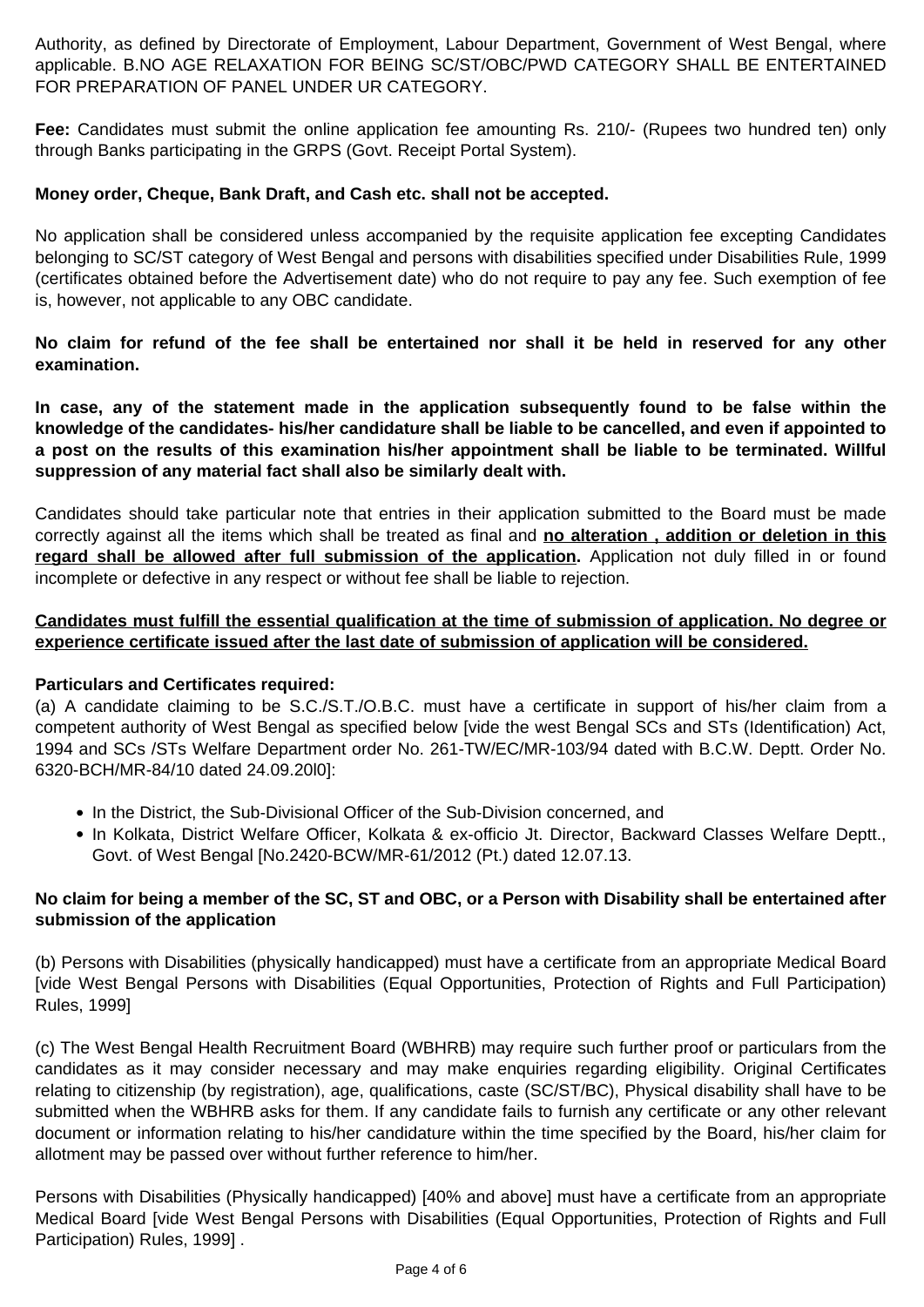Authority, as defined by Directorate of Employment, Labour Department, Government of West Bengal, where applicable. B.NO AGE RELAXATION FOR BEING SC/ST/OBC/PWD CATEGORY SHALL BE ENTERTAINED FOR PREPARATION OF PANEL UNDER UR CATEGORY.

**Fee:** Candidates must submit the online application fee amounting Rs. 210/- (Rupees two hundred ten) only through Banks participating in the GRPS (Govt. Receipt Portal System).

**Money order, Cheque, Bank Draft, and Cash etc. shall not be accepted.**

No application shall be considered unless accompanied by the requisite application fee excepting Candidates belonging to SC/ST category of West Bengal and persons with disabilities specified under Disabilities Rule, 1999 (certificates obtained before the Advertisement date) who do not require to pay any fee. Such exemption of fee is, however, not applicable to any OBC candidate.

**No claim for refund of the fee shall be entertained nor shall it be held in reserved for any other examination.**

**In case, any of the statement made in the application subsequently found to be false within the knowledge of the candidates- his/her candidature shall be liable to be cancelled, and even if appointed to a post on the results of this examination his/her appointment shall be liable to be terminated. Willful suppression of any material fact shall also be similarly dealt with.**

Candidates should take particular note that entries in their application submitted to the Board must be made correctly against all the items which shall be treated as final and **<u>no alteration , addition or deletion in this regard shall be allowed after full submission of the application</u>.** Application not duly filled in or found incomplete or defective in any respect or without fee shall be liable to rejection.

**<u>Candidates must fulfill the essential qualification at the time of submission of application. No degree or experience certificate issued after the last date of submission of application will be considered.</u>**

**Particulars and Certificates required:**

(a) A candidate claiming to be S.C./S.T./O.B.C. must have a certificate in support of his/her claim from a competent authority of West Bengal as specified below [vide the west Bengal SCs and STs (Identification) Act, 1994 and SCs /STs Welfare Department order No. 261-TW/EC/MR-103/94 dated with B.C.W. Deptt. Order No. 6320-BCH/MR-84/10 dated 24.09.20l0]:

- In the District, the Sub-Divisional Officer of the Sub-Division concerned, and
- In Kolkata, District Welfare Officer, Kolkata & ex-officio Jt. Director, Backward Classes Welfare Deptt., Govt. of West Bengal [No.2420-BCW/MR-61/2012 (Pt.) dated 12.07.13.

**No claim for being a member of the SC, ST and OBC, or a Person with Disability shall be entertained after submission of the application**

(b) Persons with Disabilities (physically handicapped) must have a certificate from an appropriate Medical Board [vide West Bengal Persons with Disabilities (Equal Opportunities, Protection of Rights and Full Participation) Rules, 1999]

(c) The West Bengal Health Recruitment Board (WBHRB) may require such further proof or particulars from the candidates as it may consider necessary and may make enquiries regarding eligibility. Original Certificates relating to citizenship (by registration), age, qualifications, caste (SC/ST/BC), Physical disability shall have to be submitted when the WBHRB asks for them. If any candidate fails to furnish any certificate or any other relevant document or information relating to his/her candidature within the time specified by the Board, his/her claim for allotment may be passed over without further reference to him/her.

Persons with Disabilities (Physically handicapped) [40% and above] must have a certificate from an appropriate Medical Board [vide West Bengal Persons with Disabilities (Equal Opportunities, Protection of Rights and Full Participation) Rules, 1999] .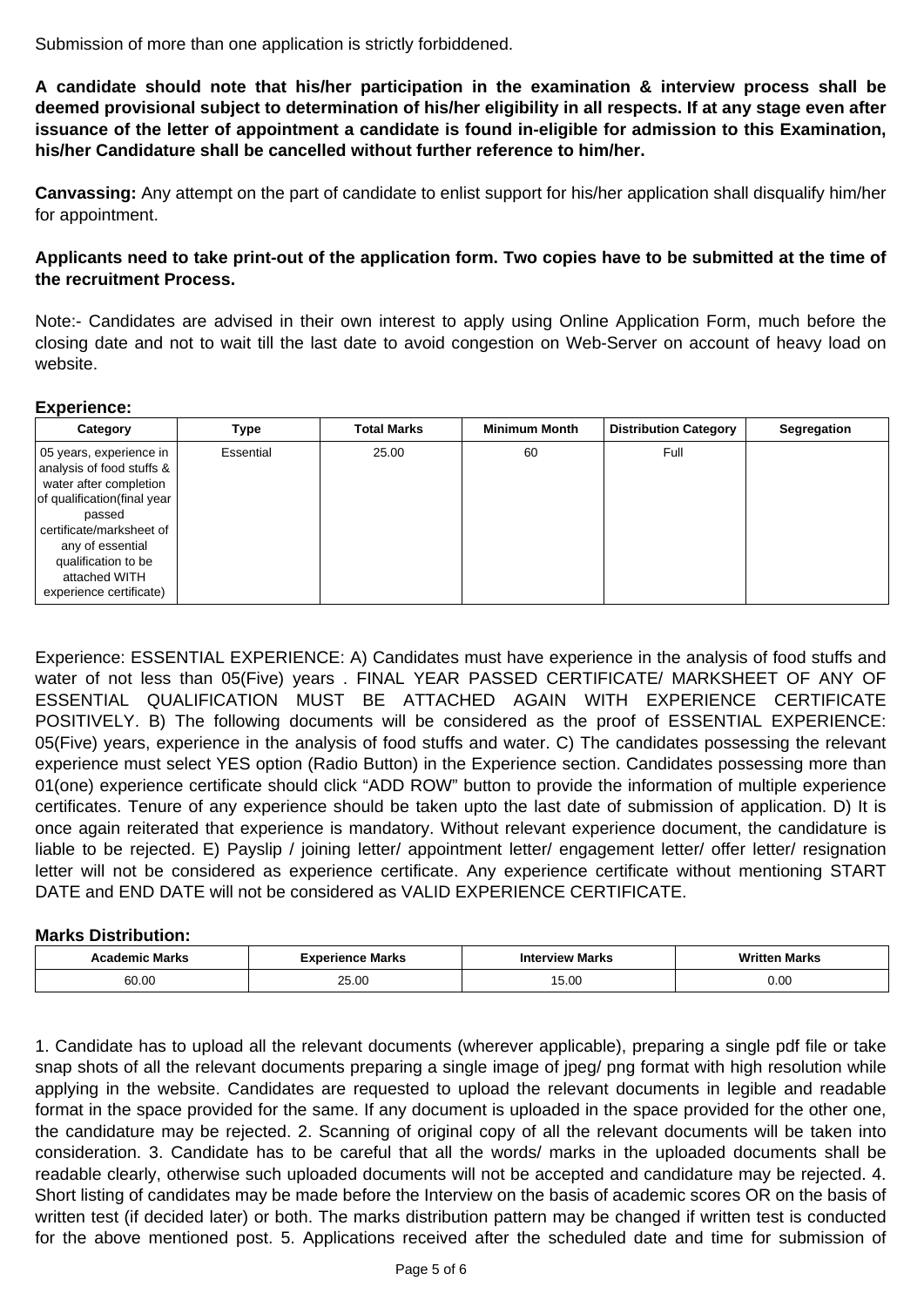Submission of more than one application is strictly forbiddened.

**A candidate should note that his/her participation in the examination & interview process shall be deemed provisional subject to determination of his/her eligibility in all respects. If at any stage even after issuance of the letter of appointment a candidate is found in-eligible for admission to this Examination, his/her Candidature shall be cancelled without further reference to him/her.**

**Canvassing:** Any attempt on the part of candidate to enlist support for his/her application shall disqualify him/her for appointment.

**Applicants need to take print-out of the application form. Two copies have to be submitted at the time of the recruitment Process.**

Note:- Candidates are advised in their own interest to apply using Online Application Form, much before the closing date and not to wait till the last date to avoid congestion on Web-Server on account of heavy load on website.

**Experience:**

| Category | Type | Total Marks | Minimum Month | Distribution Category | Segregation |
|---|---|---|---|---|---|
| 05 years, experience in analysis of food stuffs & water after completion of qualification(final year passed certificate/marksheet of any of essential qualification to be attached WITH experience certificate) | Essential | 25.00 | 60 | Full | |

Experience: ESSENTIAL EXPERIENCE: A) Candidates must have experience in the analysis of food stuffs and water of not less than 05(Five) years . FINAL YEAR PASSED CERTIFICATE/ MARKSHEET OF ANY OF ESSENTIAL QUALIFICATION MUST BE ATTACHED AGAIN WITH EXPERIENCE CERTIFICATE POSITIVELY. B) The following documents will be considered as the proof of ESSENTIAL EXPERIENCE: 05(Five) years, experience in the analysis of food stuffs and water. C) The candidates possessing the relevant experience must select YES option (Radio Button) in the Experience section. Candidates possessing more than 01(one) experience certificate should click "ADD ROW" button to provide the information of multiple experience certificates. Tenure of any experience should be taken upto the last date of submission of application. D) It is once again reiterated that experience is mandatory. Without relevant experience document, the candidature is liable to be rejected. E) Payslip / joining letter/ appointment letter/ engagement letter/ offer letter/ resignation letter will not be considered as experience certificate. Any experience certificate without mentioning START DATE and END DATE will not be considered as VALID EXPERIENCE CERTIFICATE.

**Marks Distribution:**

| Academic Marks | Experience Marks | Interview Marks | Written Marks |
|---|---|---|---|
| 60.00 | 25.00 | 15.00 | 0.00 |

1. Candidate has to upload all the relevant documents (wherever applicable), preparing a single pdf file or take snap shots of all the relevant documents preparing a single image of jpeg/ png format with high resolution while applying in the website. Candidates are requested to upload the relevant documents in legible and readable format in the space provided for the same. If any document is uploaded in the space provided for the other one, the candidature may be rejected. 2. Scanning of original copy of all the relevant documents will be taken into consideration. 3. Candidate has to be careful that all the words/ marks in the uploaded documents shall be readable clearly, otherwise such uploaded documents will not be accepted and candidature may be rejected. 4. Short listing of candidates may be made before the Interview on the basis of academic scores OR on the basis of written test (if decided later) or both. The marks distribution pattern may be changed if written test is conducted for the above mentioned post. 5. Applications received after the scheduled date and time for submission of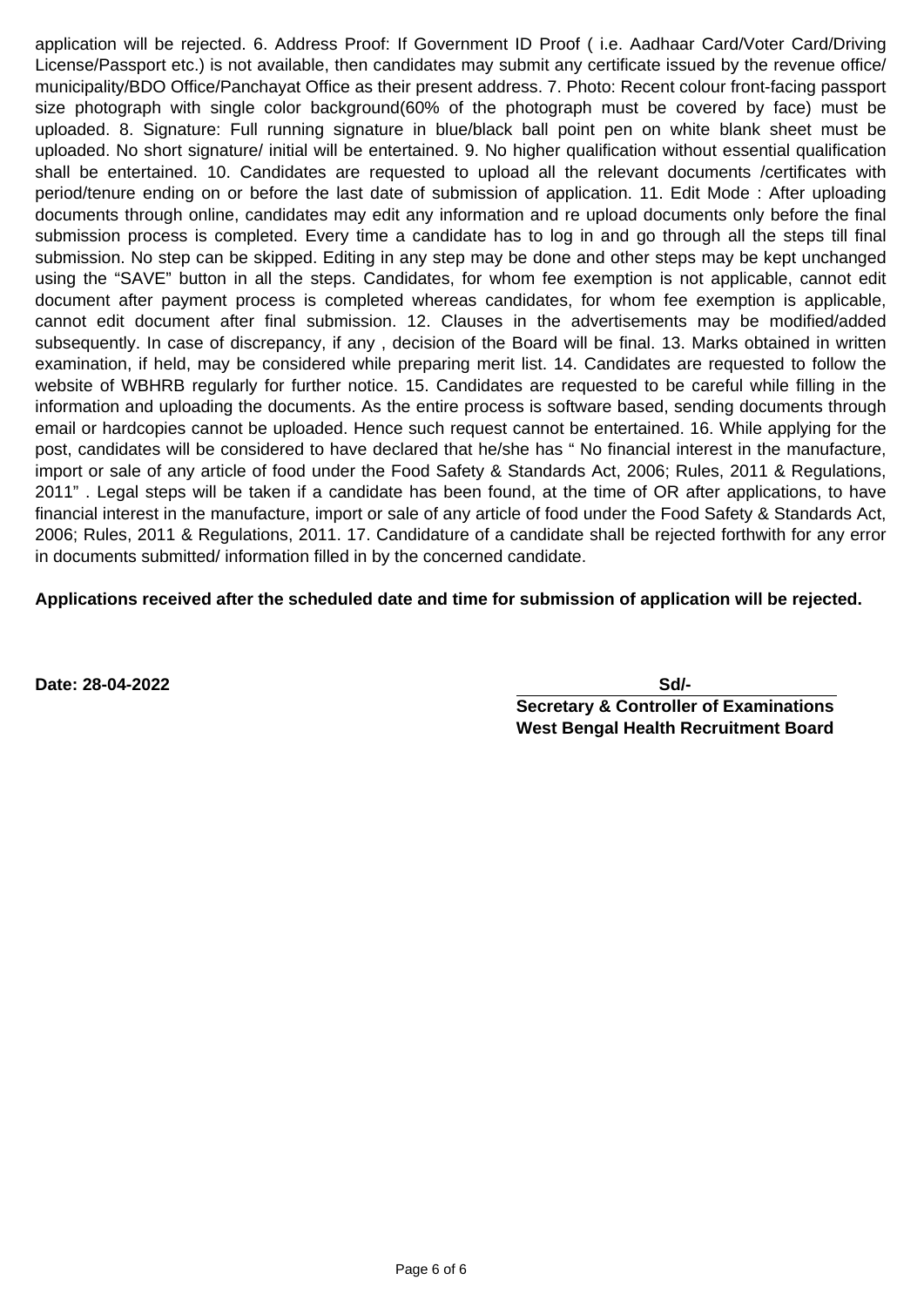application will be rejected. 6. Address Proof: If Government ID Proof ( i.e. Aadhaar Card/Voter Card/Driving License/Passport etc.) is not available, then candidates may submit any certificate issued by the revenue office/ municipality/BDO Office/Panchayat Office as their present address. 7. Photo: Recent colour front-facing passport size photograph with single color background(60% of the photograph must be covered by face) must be uploaded. 8. Signature: Full running signature in blue/black ball point pen on white blank sheet must be uploaded. No short signature/ initial will be entertained. 9. No higher qualification without essential qualification shall be entertained. 10. Candidates are requested to upload all the relevant documents /certificates with period/tenure ending on or before the last date of submission of application. 11. Edit Mode : After uploading documents through online, candidates may edit any information and re upload documents only before the final submission process is completed. Every time a candidate has to log in and go through all the steps till final submission. No step can be skipped. Editing in any step may be done and other steps may be kept unchanged using the "SAVE" button in all the steps. Candidates, for whom fee exemption is not applicable, cannot edit document after payment process is completed whereas candidates, for whom fee exemption is applicable, cannot edit document after final submission. 12. Clauses in the advertisements may be modified/added subsequently. In case of discrepancy, if any , decision of the Board will be final. 13. Marks obtained in written examination, if held, may be considered while preparing merit list. 14. Candidates are requested to follow the website of WBHRB regularly for further notice. 15. Candidates are requested to be careful while filling in the information and uploading the documents. As the entire process is software based, sending documents through email or hardcopies cannot be uploaded. Hence such request cannot be entertained. 16. While applying for the post, candidates will be considered to have declared that he/she has " No financial interest in the manufacture, import or sale of any article of food under the Food Safety & Standards Act, 2006; Rules, 2011 & Regulations, 2011" . Legal steps will be taken if a candidate has been found, at the time of OR after applications, to have financial interest in the manufacture, import or sale of any article of food under the Food Safety & Standards Act, 2006; Rules, 2011 & Regulations, 2011. 17. Candidature of a candidate shall be rejected forthwith for any error in documents submitted/ information filled in by the concerned candidate.

**Applications received after the scheduled date and time for submission of application will be rejected.**

**Date: 28-04-2022**

**Sd/-**

**Secretary & Controller of Examinations**
**West Bengal Health Recruitment Board**